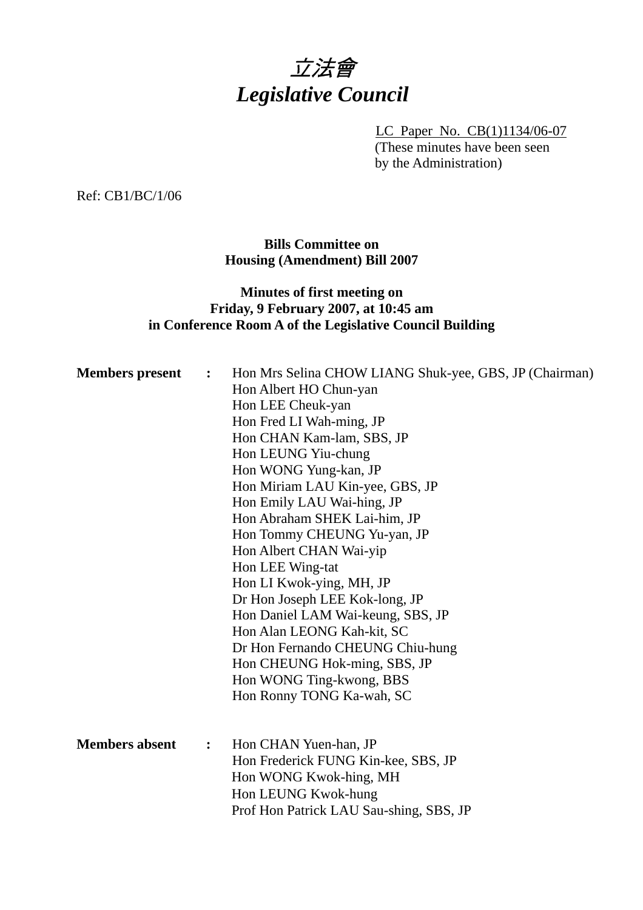# 立法會
# *Legislative Council*

LC Paper No. CB(1)1134/06-07
(These minutes have been seen by the Administration)

Ref: CB1/BC/1/06

**Bills Committee on**
**Housing (Amendment) Bill 2007**

**Minutes of first meeting on**
**Friday, 9 February 2007, at 10:45 am**
**in Conference Room A of the Legislative Council Building**

**Members present** : Hon Mrs Selina CHOW LIANG Shuk-yee, GBS, JP (Chairman)
Hon Albert HO Chun-yan
Hon LEE Cheuk-yan
Hon Fred LI Wah-ming, JP
Hon CHAN Kam-lam, SBS, JP
Hon LEUNG Yiu-chung
Hon WONG Yung-kan, JP
Hon Miriam LAU Kin-yee, GBS, JP
Hon Emily LAU Wai-hing, JP
Hon Abraham SHEK Lai-him, JP
Hon Tommy CHEUNG Yu-yan, JP
Hon Albert CHAN Wai-yip
Hon LEE Wing-tat
Hon LI Kwok-ying, MH, JP
Dr Hon Joseph LEE Kok-long, JP
Hon Daniel LAM Wai-keung, SBS, JP
Hon Alan LEONG Kah-kit, SC
Dr Hon Fernando CHEUNG Chiu-hung
Hon CHEUNG Hok-ming, SBS, JP
Hon WONG Ting-kwong, BBS
Hon Ronny TONG Ka-wah, SC

**Members absent** : Hon CHAN Yuen-han, JP
Hon Frederick FUNG Kin-kee, SBS, JP
Hon WONG Kwok-hing, MH
Hon LEUNG Kwok-hung
Prof Hon Patrick LAU Sau-shing, SBS, JP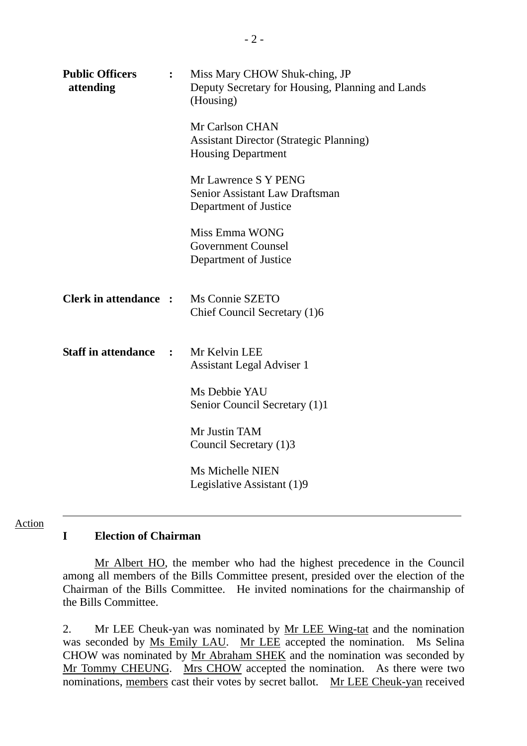**Public Officers attending** : Miss Mary CHOW Shuk-ching, JP
Deputy Secretary for Housing, Planning and Lands (Housing)

Mr Carlson CHAN
Assistant Director (Strategic Planning)
Housing Department

Mr Lawrence S Y PENG
Senior Assistant Law Draftsman
Department of Justice

Miss Emma WONG
Government Counsel
Department of Justice

**Clerk in attendance** : Ms Connie SZETO
Chief Council Secretary (1)6

**Staff in attendance** : Mr Kelvin LEE
Assistant Legal Adviser 1

Ms Debbie YAU
Senior Council Secretary (1)1

Mr Justin TAM
Council Secretary (1)3

Ms Michelle NIEN
Legislative Assistant (1)9

---

Action

**I Election of Chairman**

Mr Albert HO, the member who had the highest precedence in the Council among all members of the Bills Committee present, presided over the election of the Chairman of the Bills Committee. He invited nominations for the chairmanship of the Bills Committee.

2. Mr LEE Cheuk-yan was nominated by Mr LEE Wing-tat and the nomination was seconded by Ms Emily LAU. Mr LEE accepted the nomination. Ms Selina CHOW was nominated by Mr Abraham SHEK and the nomination was seconded by Mr Tommy CHEUNG. Mrs CHOW accepted the nomination. As there were two nominations, members cast their votes by secret ballot. Mr LEE Cheuk-yan received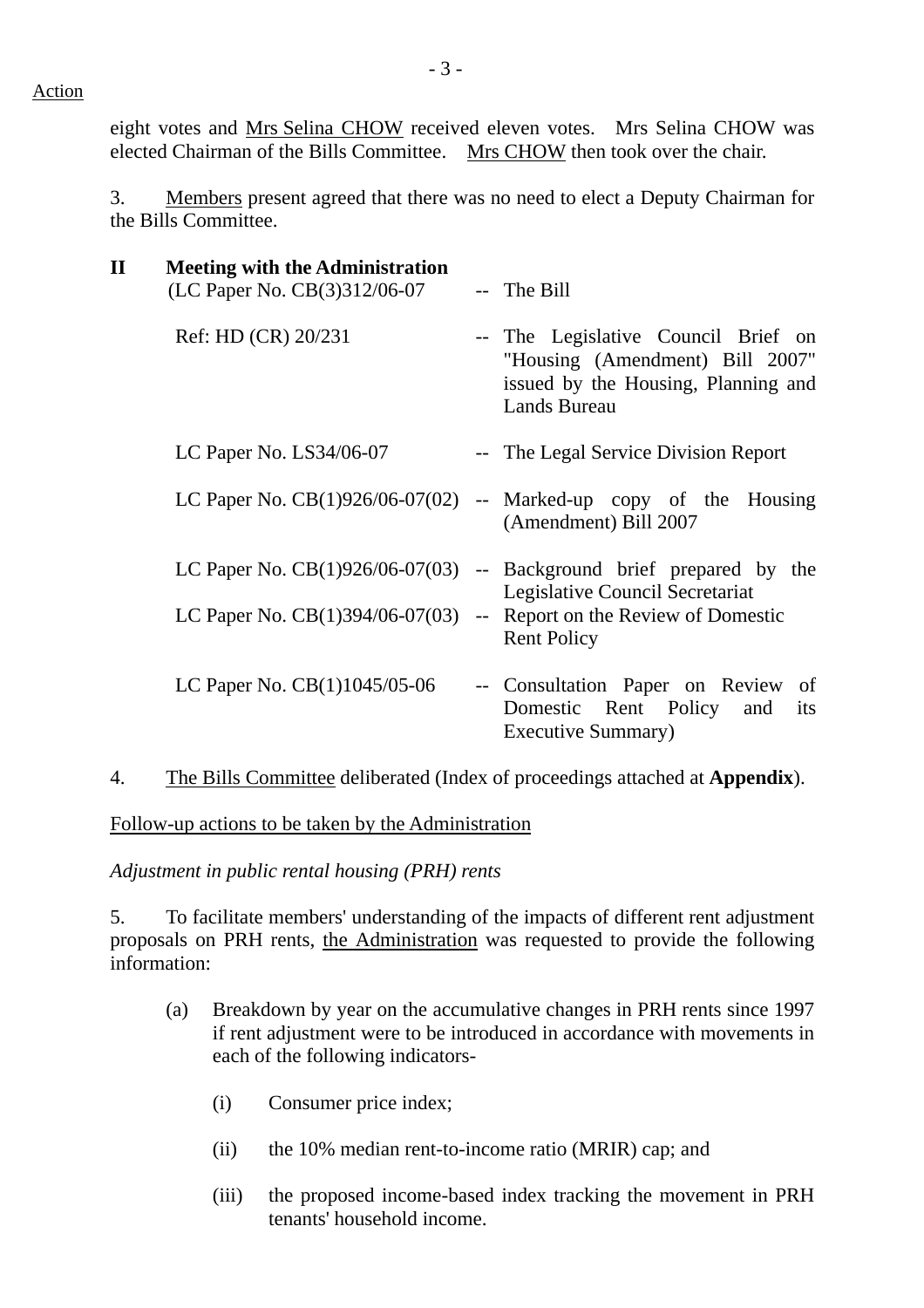Action

eight votes and Mrs Selina CHOW received eleven votes. Mrs Selina CHOW was elected Chairman of the Bills Committee. Mrs CHOW then took over the chair.

3. Members present agreed that there was no need to elect a Deputy Chairman for the Bills Committee.

**II Meeting with the Administration**

(LC Paper No. CB(3)312/06-07 -- The Bill

Ref: HD (CR) 20/231 -- The Legislative Council Brief on "Housing (Amendment) Bill 2007" issued by the Housing, Planning and Lands Bureau

LC Paper No. LS34/06-07 -- The Legal Service Division Report

LC Paper No. CB(1)926/06-07(02) -- Marked-up copy of the Housing (Amendment) Bill 2007

LC Paper No. CB(1)926/06-07(03) -- Background brief prepared by the Legislative Council Secretariat

LC Paper No. CB(1)394/06-07(03) -- Report on the Review of Domestic Rent Policy

LC Paper No. CB(1)1045/05-06 -- Consultation Paper on Review of Domestic Rent Policy and its Executive Summary)

4. The Bills Committee deliberated (Index of proceedings attached at **Appendix**).

Follow-up actions to be taken by the Administration

*Adjustment in public rental housing (PRH) rents*

5. To facilitate members' understanding of the impacts of different rent adjustment proposals on PRH rents, the Administration was requested to provide the following information:

(a) Breakdown by year on the accumulative changes in PRH rents since 1997 if rent adjustment were to be introduced in accordance with movements in each of the following indicators-

(i) Consumer price index;

(ii) the 10% median rent-to-income ratio (MRIR) cap; and

(iii) the proposed income-based index tracking the movement in PRH tenants' household income.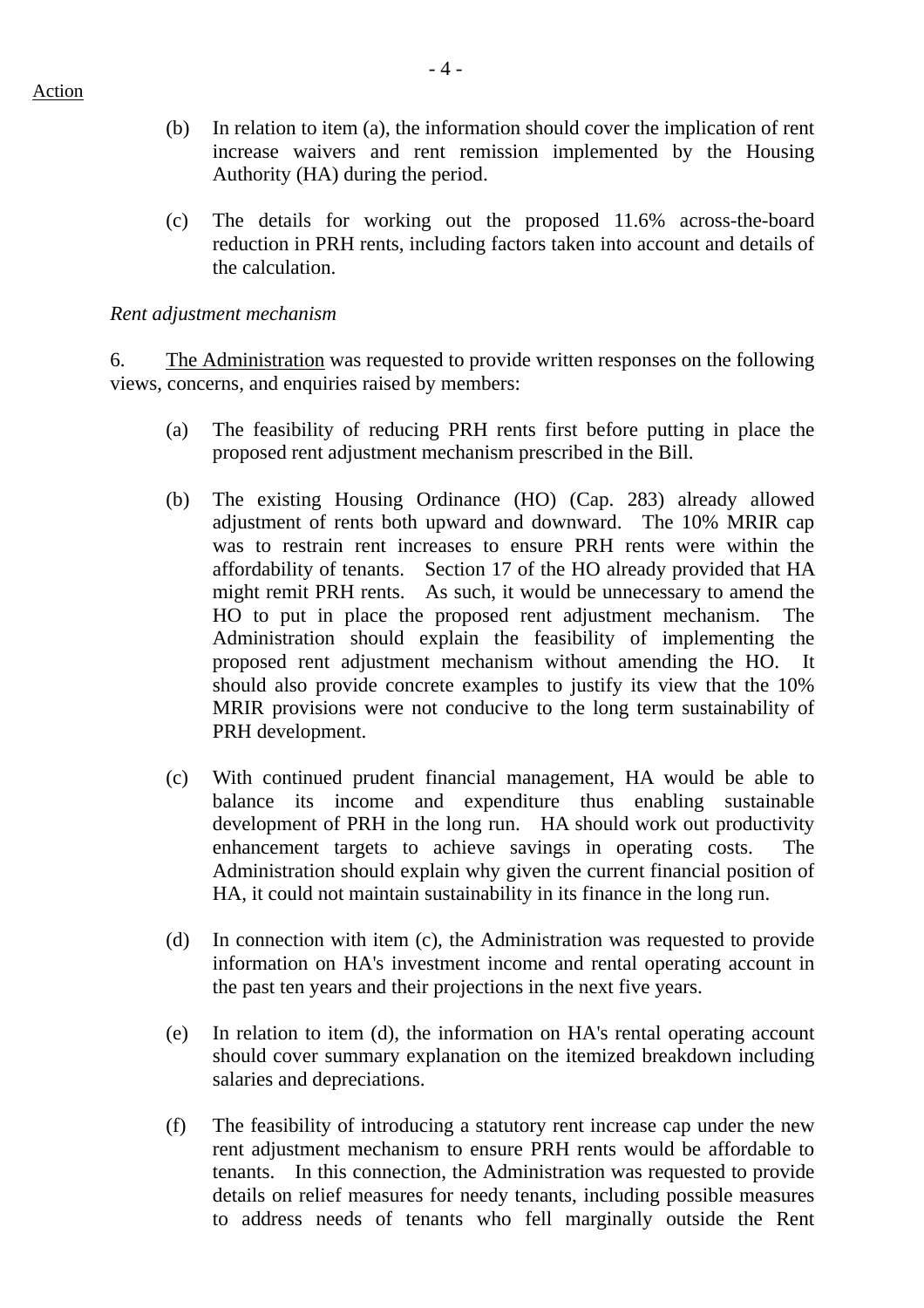Action

(b) In relation to item (a), the information should cover the implication of rent increase waivers and rent remission implemented by the Housing Authority (HA) during the period.

(c) The details for working out the proposed 11.6% across-the-board reduction in PRH rents, including factors taken into account and details of the calculation.

*Rent adjustment mechanism*

6. The Administration was requested to provide written responses on the following views, concerns, and enquiries raised by members:

(a) The feasibility of reducing PRH rents first before putting in place the proposed rent adjustment mechanism prescribed in the Bill.

(b) The existing Housing Ordinance (HO) (Cap. 283) already allowed adjustment of rents both upward and downward. The 10% MRIR cap was to restrain rent increases to ensure PRH rents were within the affordability of tenants. Section 17 of the HO already provided that HA might remit PRH rents. As such, it would be unnecessary to amend the HO to put in place the proposed rent adjustment mechanism. The Administration should explain the feasibility of implementing the proposed rent adjustment mechanism without amending the HO. It should also provide concrete examples to justify its view that the 10% MRIR provisions were not conducive to the long term sustainability of PRH development.

(c) With continued prudent financial management, HA would be able to balance its income and expenditure thus enabling sustainable development of PRH in the long run. HA should work out productivity enhancement targets to achieve savings in operating costs. The Administration should explain why given the current financial position of HA, it could not maintain sustainability in its finance in the long run.

(d) In connection with item (c), the Administration was requested to provide information on HA's investment income and rental operating account in the past ten years and their projections in the next five years.

(e) In relation to item (d), the information on HA's rental operating account should cover summary explanation on the itemized breakdown including salaries and depreciations.

(f) The feasibility of introducing a statutory rent increase cap under the new rent adjustment mechanism to ensure PRH rents would be affordable to tenants. In this connection, the Administration was requested to provide details on relief measures for needy tenants, including possible measures to address needs of tenants who fell marginally outside the Rent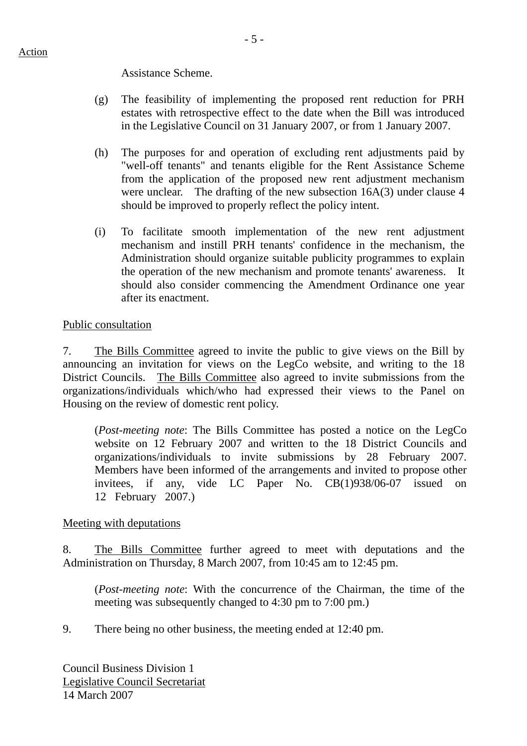Action

Assistance Scheme.

(g) The feasibility of implementing the proposed rent reduction for PRH estates with retrospective effect to the date when the Bill was introduced in the Legislative Council on 31 January 2007, or from 1 January 2007.

(h) The purposes for and operation of excluding rent adjustments paid by "well-off tenants" and tenants eligible for the Rent Assistance Scheme from the application of the proposed new rent adjustment mechanism were unclear. The drafting of the new subsection 16A(3) under clause 4 should be improved to properly reflect the policy intent.

(i) To facilitate smooth implementation of the new rent adjustment mechanism and instill PRH tenants' confidence in the mechanism, the Administration should organize suitable publicity programmes to explain the operation of the new mechanism and promote tenants' awareness. It should also consider commencing the Amendment Ordinance one year after its enactment.

<u>Public consultation</u>

7. <u>The Bills Committee</u> agreed to invite the public to give views on the Bill by announcing an invitation for views on the LegCo website, and writing to the 18 District Councils. <u>The Bills Committee</u> also agreed to invite submissions from the organizations/individuals which/who had expressed their views to the Panel on Housing on the review of domestic rent policy.

(*Post-meeting note*: The Bills Committee has posted a notice on the LegCo website on 12 February 2007 and written to the 18 District Councils and organizations/individuals to invite submissions by 28 February 2007. Members have been informed of the arrangements and invited to propose other invitees, if any, vide LC Paper No. CB(1)938/06-07 issued on 12 February 2007.)

<u>Meeting with deputations</u>

8. <u>The Bills Committee</u> further agreed to meet with deputations and the Administration on Thursday, 8 March 2007, from 10:45 am to 12:45 pm.

(*Post-meeting note*: With the concurrence of the Chairman, the time of the meeting was subsequently changed to 4:30 pm to 7:00 pm.)

9. There being no other business, the meeting ended at 12:40 pm.

Council Business Division 1
<u>Legislative Council Secretariat</u>
14 March 2007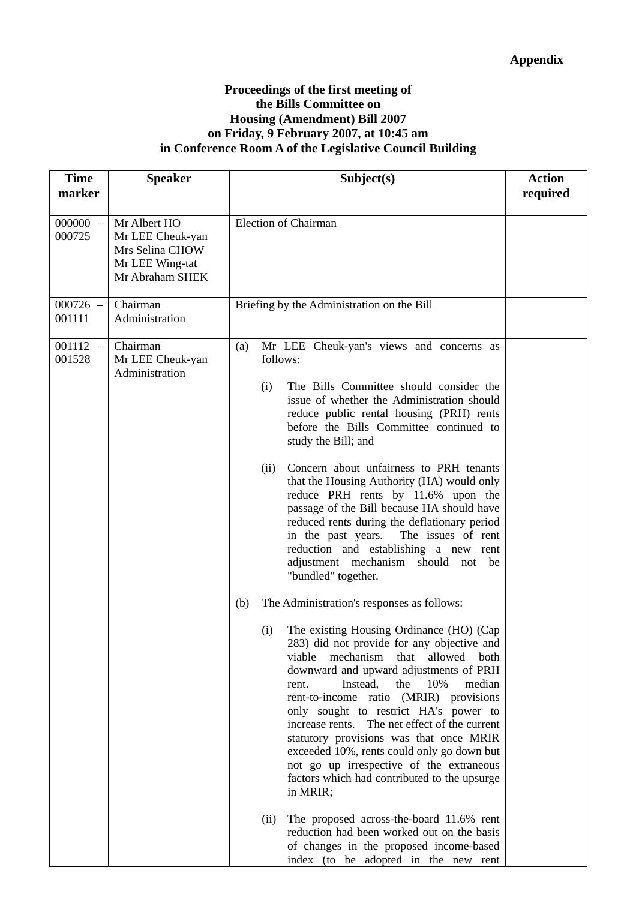**Appendix**

**Proceedings of the first meeting of the Bills Committee on Housing (Amendment) Bill 2007 on Friday, 9 February 2007, at 10:45 am in Conference Room A of the Legislative Council Building**

| Time marker | Speaker | Subject(s) | Action required |
|---|---|---|---|
| 000000 – 000725 | Mr Albert HO<br>Mr LEE Cheuk-yan<br>Mrs Selina CHOW<br>Mr LEE Wing-tat<br>Mr Abraham SHEK | Election of Chairman | |
| 000726 – 001111 | Chairman<br>Administration | Briefing by the Administration on the Bill | |
| 001112 – 001528 | Chairman<br>Mr LEE Cheuk-yan<br>Administration | (a) Mr LEE Cheuk-yan's views and concerns as follows:<br><br>(i) The Bills Committee should consider the issue of whether the Administration should reduce public rental housing (PRH) rents before the Bills Committee continued to study the Bill; and<br><br>(ii) Concern about unfairness to PRH tenants that the Housing Authority (HA) would only reduce PRH rents by 11.6% upon the passage of the Bill because HA should have reduced rents during the deflationary period in the past years. The issues of rent reduction and establishing a new rent adjustment mechanism should not be "bundled" together.<br><br>(b) The Administration's responses as follows:<br><br>(i) The existing Housing Ordinance (HO) (Cap 283) did not provide for any objective and viable mechanism that allowed both downward and upward adjustments of PRH rent. Instead, the 10% median rent-to-income ratio (MRIR) provisions only sought to restrict HA's power to increase rents. The net effect of the current statutory provisions was that once MRIR exceeded 10%, rents could only go down but not go up irrespective of the extraneous factors which had contributed to the upsurge in MRIR;<br><br>(ii) The proposed across-the-board 11.6% rent reduction had been worked out on the basis of changes in the proposed income-based index (to be adopted in the new rent | |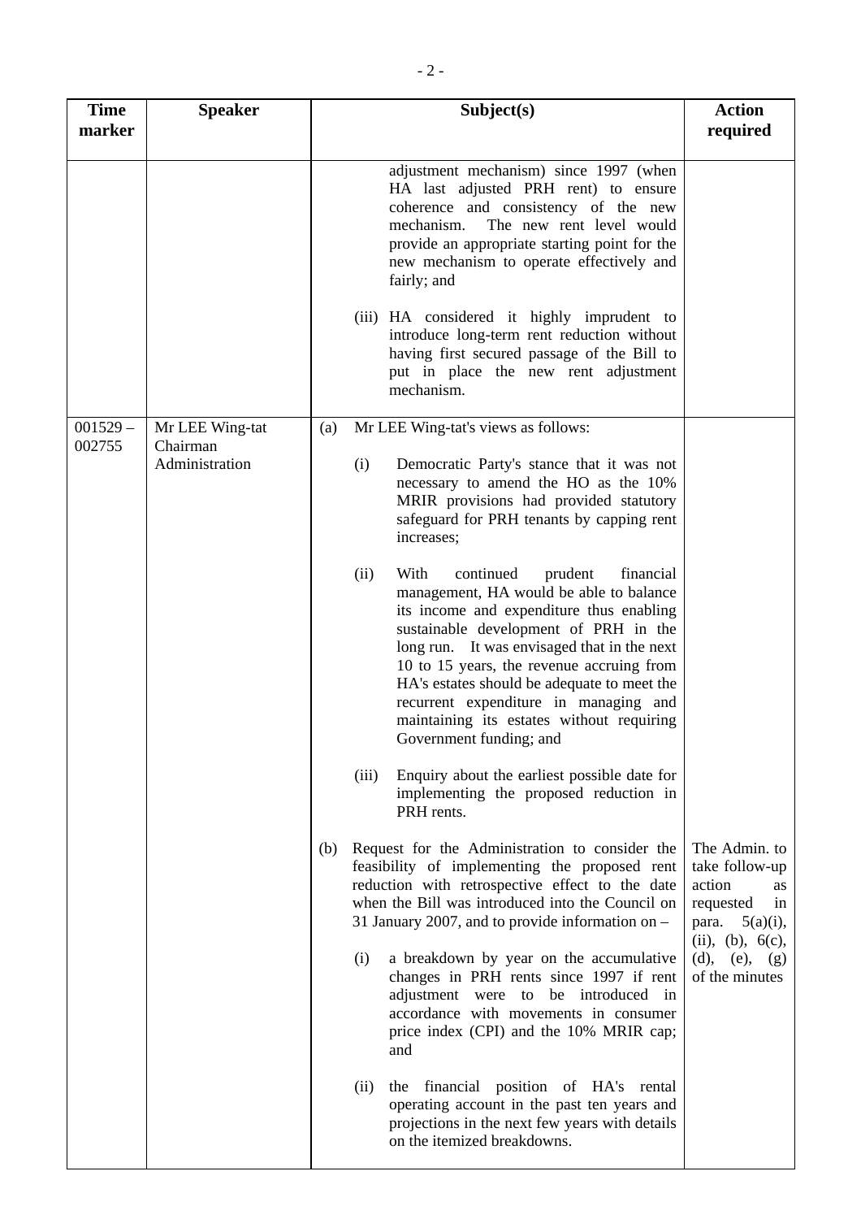| Time marker | Speaker | Subject(s) | Action required |
|---|---|---|---|
| | | adjustment mechanism) since 1997 (when HA last adjusted PRH rent) to ensure coherence and consistency of the new mechanism. The new rent level would provide an appropriate starting point for the new mechanism to operate effectively and fairly; and<br><br>(iii) HA considered it highly imprudent to introduce long-term rent reduction without having first secured passage of the Bill to put in place the new rent adjustment mechanism. | |
| 001529 – 002755 | Mr LEE Wing-tat<br>Chairman<br>Administration | (a) Mr LEE Wing-tat's views as follows:<br><br>(i) Democratic Party's stance that it was not necessary to amend the HO as the 10% MRIR provisions had provided statutory safeguard for PRH tenants by capping rent increases;<br><br>(ii) With continued prudent financial management, HA would be able to balance its income and expenditure thus enabling sustainable development of PRH in the long run. It was envisaged that in the next 10 to 15 years, the revenue accruing from HA's estates should be adequate to meet the recurrent expenditure in managing and maintaining its estates without requiring Government funding; and<br><br>(iii) Enquiry about the earliest possible date for implementing the proposed reduction in PRH rents.<br><br>(b) Request for the Administration to consider the feasibility of implementing the proposed rent reduction with retrospective effect to the date when the Bill was introduced into the Council on 31 January 2007, and to provide information on –<br><br>(i) a breakdown by year on the accumulative changes in PRH rents since 1997 if rent adjustment were to be introduced in accordance with movements in consumer price index (CPI) and the 10% MRIR cap; and<br><br>(ii) the financial position of HA's rental operating account in the past ten years and projections in the next few years with details on the itemized breakdowns. | The Admin. to take follow-up action as requested in para. 5(a)(i), (ii), (b), 6(c), (d), (e), (g) of the minutes |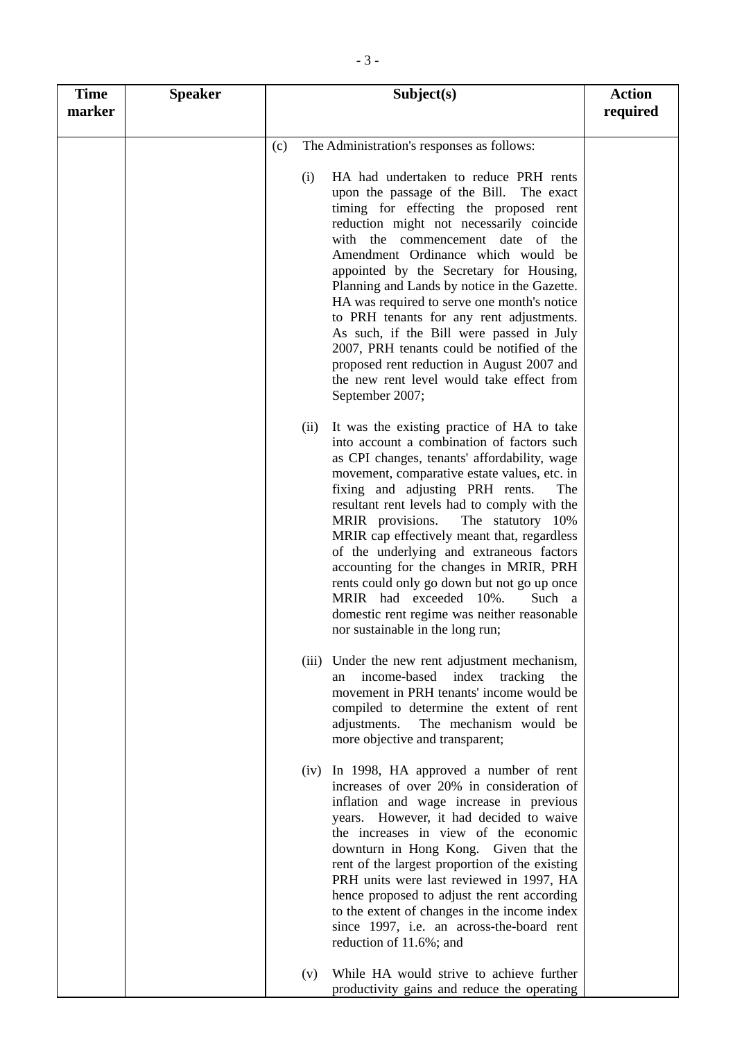| Time marker | Speaker | Subject(s) | Action required |
| --- | --- | --- | --- |
| | | (c) The Administration's responses as follows:<br><br>(i) HA had undertaken to reduce PRH rents upon the passage of the Bill. The exact timing for effecting the proposed rent reduction might not necessarily coincide with the commencement date of the Amendment Ordinance which would be appointed by the Secretary for Housing, Planning and Lands by notice in the Gazette. HA was required to serve one month's notice to PRH tenants for any rent adjustments. As such, if the Bill were passed in July 2007, PRH tenants could be notified of the proposed rent reduction in August 2007 and the new rent level would take effect from September 2007;<br><br>(ii) It was the existing practice of HA to take into account a combination of factors such as CPI changes, tenants' affordability, wage movement, comparative estate values, etc. in fixing and adjusting PRH rents. The resultant rent levels had to comply with the MRIR provisions. The statutory 10% MRIR cap effectively meant that, regardless of the underlying and extraneous factors accounting for the changes in MRIR, PRH rents could only go down but not go up once MRIR had exceeded 10%. Such a domestic rent regime was neither reasonable nor sustainable in the long run;<br><br>(iii) Under the new rent adjustment mechanism, an income-based index tracking the movement in PRH tenants' income would be compiled to determine the extent of rent adjustments. The mechanism would be more objective and transparent;<br><br>(iv) In 1998, HA approved a number of rent increases of over 20% in consideration of inflation and wage increase in previous years. However, it had decided to waive the increases in view of the economic downturn in Hong Kong. Given that the rent of the largest proportion of the existing PRH units were last reviewed in 1997, HA hence proposed to adjust the rent according to the extent of changes in the income index since 1997, i.e. an across-the-board rent reduction of 11.6%; and<br><br>(v) While HA would strive to achieve further productivity gains and reduce the operating | |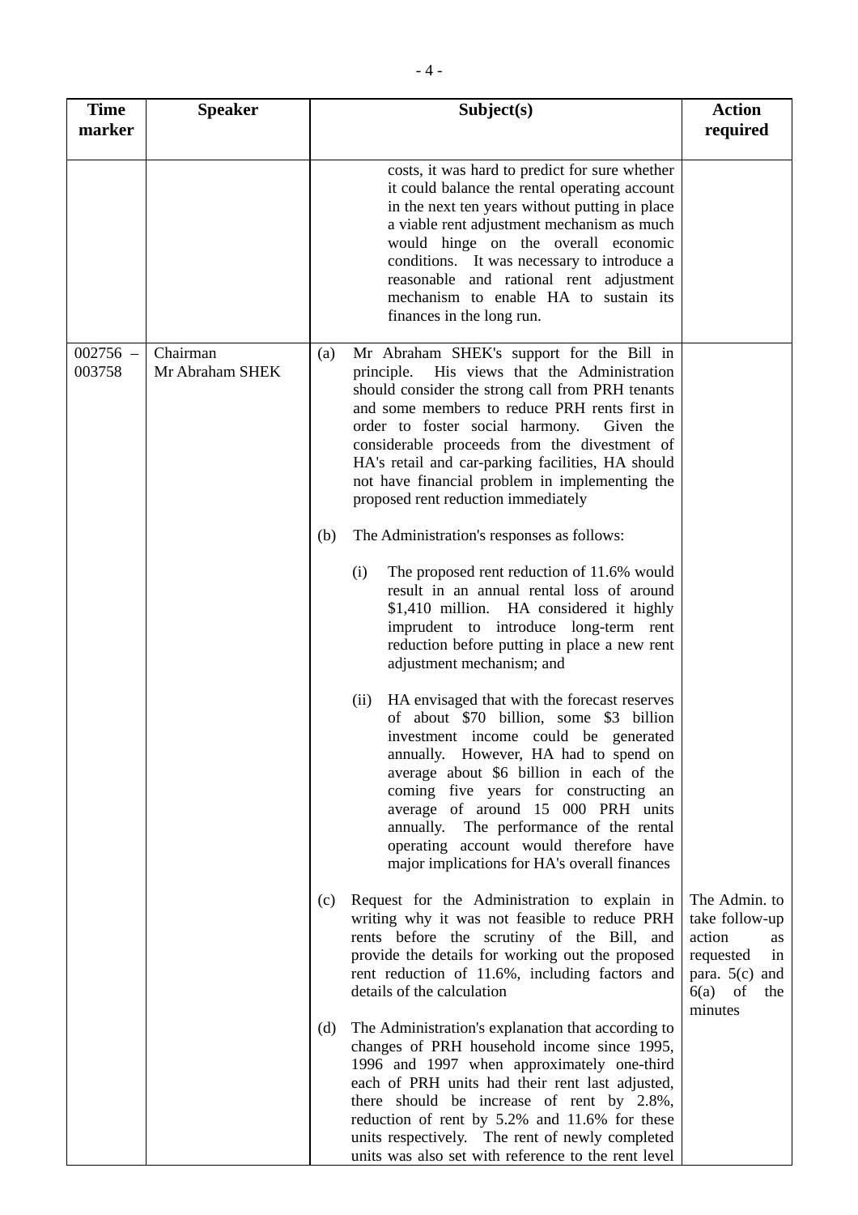| Time marker | Speaker | Subject(s) | Action required |
|---|---|---|---|
| | | costs, it was hard to predict for sure whether it could balance the rental operating account in the next ten years without putting in place a viable rent adjustment mechanism as much would hinge on the overall economic conditions. It was necessary to introduce a reasonable and rational rent adjustment mechanism to enable HA to sustain its finances in the long run. | |
| 002756 – 003758 | Chairman<br>Mr Abraham SHEK | (a) Mr Abraham SHEK's support for the Bill in principle. His views that the Administration should consider the strong call from PRH tenants and some members to reduce PRH rents first in order to foster social harmony. Given the considerable proceeds from the divestment of HA's retail and car-parking facilities, HA should not have financial problem in implementing the proposed rent reduction immediately<br><br>(b) The Administration's responses as follows:<br><br>(i) The proposed rent reduction of 11.6% would result in an annual rental loss of around $1,410 million. HA considered it highly imprudent to introduce long-term rent reduction before putting in place a new rent adjustment mechanism; and<br><br>(ii) HA envisaged that with the forecast reserves of about $70 billion, some $3 billion investment income could be generated annually. However, HA had to spend on average about $6 billion in each of the coming five years for constructing an average of around 15 000 PRH units annually. The performance of the rental operating account would therefore have major implications for HA's overall finances | |
| | | (c) Request for the Administration to explain in writing why it was not feasible to reduce PRH rents before the scrutiny of the Bill, and provide the details for working out the proposed rent reduction of 11.6%, including factors and details of the calculation | The Admin. to take follow-up action as requested in para. 5(c) and 6(a) of the minutes |
| | | (d) The Administration's explanation that according to changes of PRH household income since 1995, 1996 and 1997 when approximately one-third each of PRH units had their rent last adjusted, there should be increase of rent by 2.8%, reduction of rent by 5.2% and 11.6% for these units respectively. The rent of newly completed units was also set with reference to the rent level | |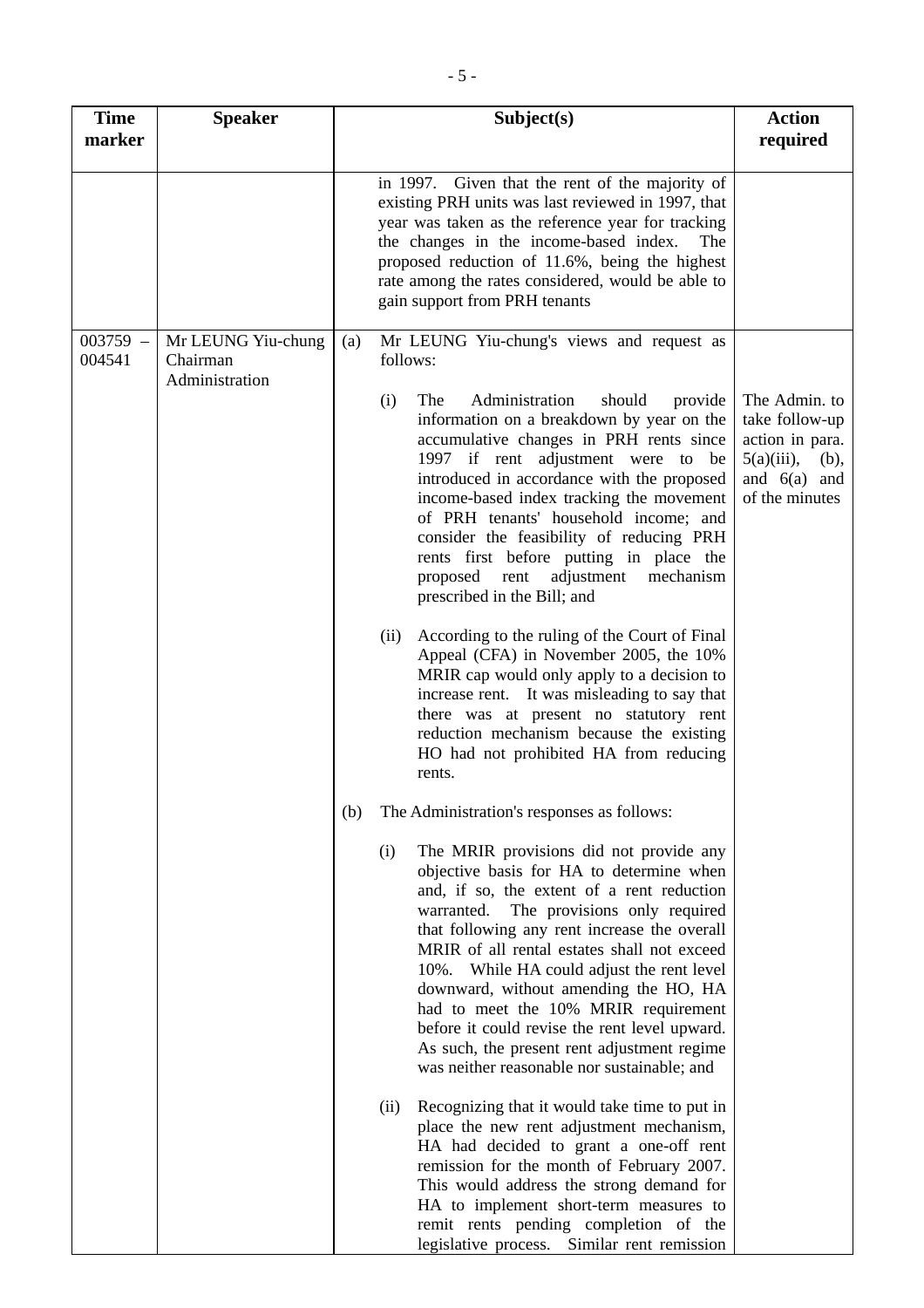| Time marker | Speaker | Subject(s) | Action required |
|---|---|---|---|
| | | in 1997. Given that the rent of the majority of existing PRH units was last reviewed in 1997, that year was taken as the reference year for tracking the changes in the income-based index. The proposed reduction of 11.6%, being the highest rate among the rates considered, would be able to gain support from PRH tenants | |
| 003759 – 004541 | Mr LEUNG Yiu-chung<br>Chairman<br>Administration | (a) Mr LEUNG Yiu-chung's views and request as follows:<br><br>(i) The Administration should provide information on a breakdown by year on the accumulative changes in PRH rents since 1997 if rent adjustment were to be introduced in accordance with the proposed income-based index tracking the movement of PRH tenants' household income; and consider the feasibility of reducing PRH rents first before putting in place the proposed rent adjustment mechanism prescribed in the Bill; and<br><br>(ii) According to the ruling of the Court of Final Appeal (CFA) in November 2005, the 10% MRIR cap would only apply to a decision to increase rent. It was misleading to say that there was at present no statutory rent reduction mechanism because the existing HO had not prohibited HA from reducing rents.<br><br>(b) The Administration's responses as follows:<br><br>(i) The MRIR provisions did not provide any objective basis for HA to determine when and, if so, the extent of a rent reduction warranted. The provisions only required that following any rent increase the overall MRIR of all rental estates shall not exceed 10%. While HA could adjust the rent level downward, without amending the HO, HA had to meet the 10% MRIR requirement before it could revise the rent level upward. As such, the present rent adjustment regime was neither reasonable nor sustainable; and<br><br>(ii) Recognizing that it would take time to put in place the new rent adjustment mechanism, HA had decided to grant a one-off rent remission for the month of February 2007. This would address the strong demand for HA to implement short-term measures to remit rents pending completion of the legislative process. Similar rent remission | The Admin. to take follow-up action in para. 5(a)(iii), (b), and 6(a) and of the minutes |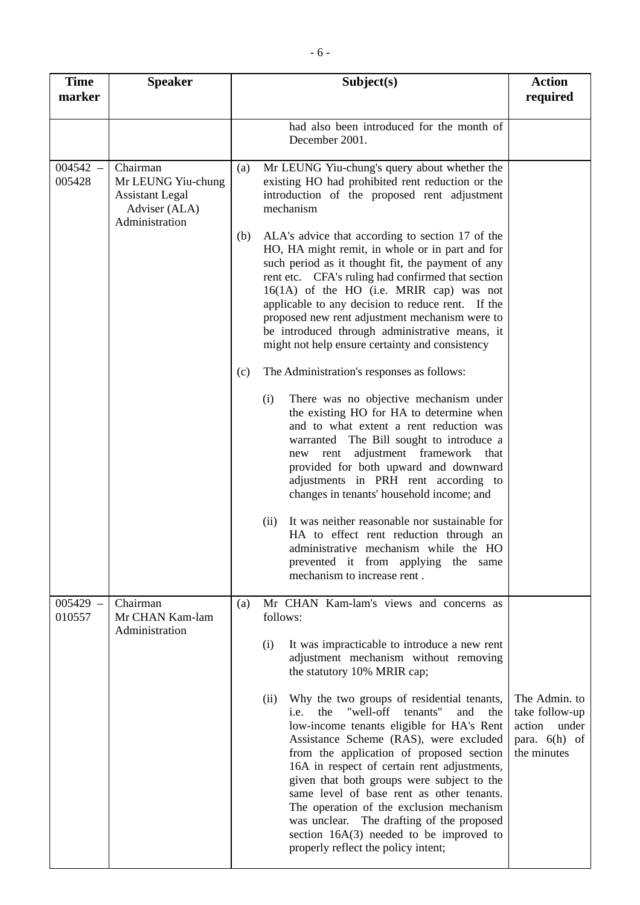| Time marker | Speaker | Subject(s) | Action required |
|---|---|---|---|
| | | had also been introduced for the month of December 2001. | |
| 004542 – 005428 | Chairman<br>Mr LEUNG Yiu-chung<br>Assistant Legal Adviser (ALA)<br>Administration | (a) Mr LEUNG Yiu-chung's query about whether the existing HO had prohibited rent reduction or the introduction of the proposed rent adjustment mechanism<br><br>(b) ALA's advice that according to section 17 of the HO, HA might remit, in whole or in part and for such period as it thought fit, the payment of any rent etc. CFA's ruling had confirmed that section 16(1A) of the HO (i.e. MRIR cap) was not applicable to any decision to reduce rent. If the proposed new rent adjustment mechanism were to be introduced through administrative means, it might not help ensure certainty and consistency<br><br>(c) The Administration's responses as follows:<br><br>(i) There was no objective mechanism under the existing HO for HA to determine when and to what extent a rent reduction was warranted The Bill sought to introduce a new rent adjustment framework that provided for both upward and downward adjustments in PRH rent according to changes in tenants' household income; and<br><br>(ii) It was neither reasonable nor sustainable for HA to effect rent reduction through an administrative mechanism while the HO prevented it from applying the same mechanism to increase rent . | |
| 005429 – 010557 | Chairman<br>Mr CHAN Kam-lam<br>Administration | (a) Mr CHAN Kam-lam's views and concerns as follows:<br><br>(i) It was impracticable to introduce a new rent adjustment mechanism without removing the statutory 10% MRIR cap;<br><br>(ii) Why the two groups of residential tenants, i.e. the "well-off tenants" and the low-income tenants eligible for HA's Rent Assistance Scheme (RAS), were excluded from the application of proposed section 16A in respect of certain rent adjustments, given that both groups were subject to the same level of base rent as other tenants. The operation of the exclusion mechanism was unclear. The drafting of the proposed section 16A(3) needed to be improved to properly reflect the policy intent; | The Admin. to take follow-up action under para. 6(h) of the minutes |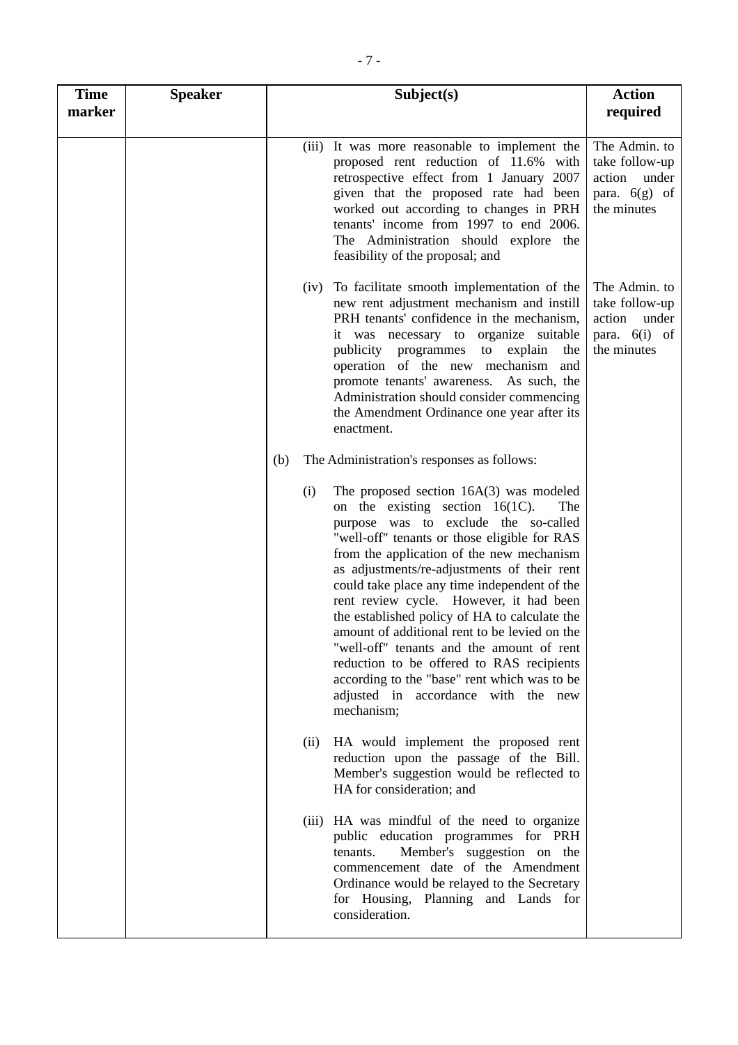| Time marker | Speaker | Subject(s) | Action required |
|---|---|---|---|
| | | (iii) It was more reasonable to implement the proposed rent reduction of 11.6% with retrospective effect from 1 January 2007 given that the proposed rate had been worked out according to changes in PRH tenants' income from 1997 to end 2006. The Administration should explore the feasibility of the proposal; and | The Admin. to take follow-up action under para. 6(g) of the minutes |
| | | (iv) To facilitate smooth implementation of the new rent adjustment mechanism and instill PRH tenants' confidence in the mechanism, it was necessary to organize suitable publicity programmes to explain the operation of the new mechanism and promote tenants' awareness. As such, the Administration should consider commencing the Amendment Ordinance one year after its enactment. | The Admin. to take follow-up action under para. 6(i) of the minutes |
| | | (b) The Administration's responses as follows: | |
| | | (i) The proposed section 16A(3) was modeled on the existing section 16(1C). The purpose was to exclude the so-called "well-off" tenants or those eligible for RAS from the application of the new mechanism as adjustments/re-adjustments of their rent could take place any time independent of the rent review cycle. However, it had been the established policy of HA to calculate the amount of additional rent to be levied on the "well-off" tenants and the amount of rent reduction to be offered to RAS recipients according to the "base" rent which was to be adjusted in accordance with the new mechanism; | |
| | | (ii) HA would implement the proposed rent reduction upon the passage of the Bill. Member's suggestion would be reflected to HA for consideration; and | |
| | | (iii) HA was mindful of the need to organize public education programmes for PRH tenants. Member's suggestion on the commencement date of the Amendment Ordinance would be relayed to the Secretary for Housing, Planning and Lands for consideration. | |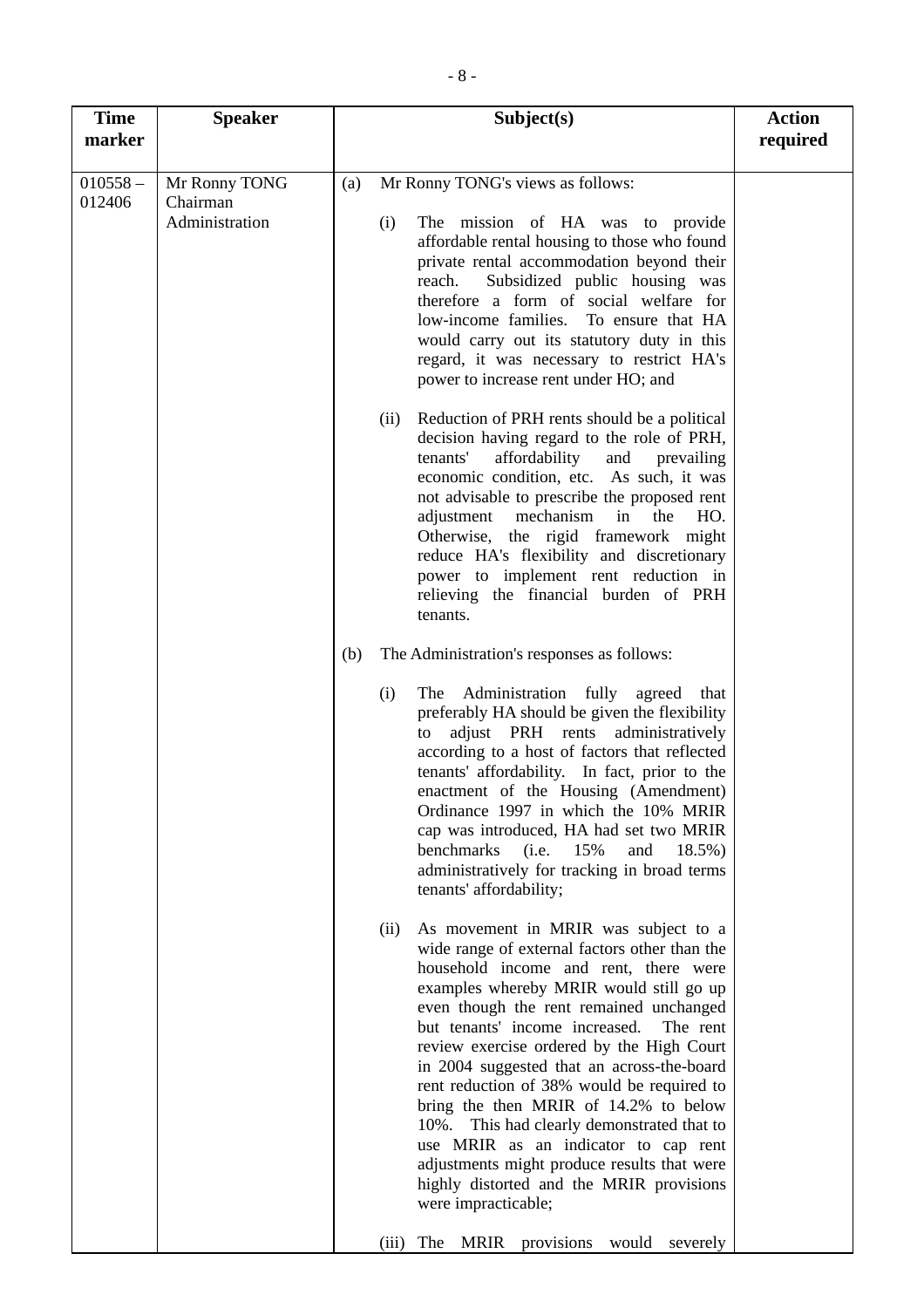| Time marker | Speaker | Subject(s) | Action required |
|---|---|---|---|
| 010558 – 012406 | Mr Ronny TONG<br>Chairman<br>Administration | (a) Mr Ronny TONG's views as follows:<br><br>(i) The mission of HA was to provide affordable rental housing to those who found private rental accommodation beyond their reach. Subsidized public housing was therefore a form of social welfare for low-income families. To ensure that HA would carry out its statutory duty in this regard, it was necessary to restrict HA's power to increase rent under HO; and<br><br>(ii) Reduction of PRH rents should be a political decision having regard to the role of PRH, tenants' affordability and prevailing economic condition, etc. As such, it was not advisable to prescribe the proposed rent adjustment mechanism in the HO. Otherwise, the rigid framework might reduce HA's flexibility and discretionary power to implement rent reduction in relieving the financial burden of PRH tenants.<br><br>(b) The Administration's responses as follows:<br><br>(i) The Administration fully agreed that preferably HA should be given the flexibility to adjust PRH rents administratively according to a host of factors that reflected tenants' affordability. In fact, prior to the enactment of the Housing (Amendment) Ordinance 1997 in which the 10% MRIR cap was introduced, HA had set two MRIR benchmarks (i.e. 15% and 18.5%) administratively for tracking in broad terms tenants' affordability;<br><br>(ii) As movement in MRIR was subject to a wide range of external factors other than the household income and rent, there were examples whereby MRIR would still go up even though the rent remained unchanged but tenants' income increased. The rent review exercise ordered by the High Court in 2004 suggested that an across-the-board rent reduction of 38% would be required to bring the then MRIR of 14.2% to below 10%. This had clearly demonstrated that to use MRIR as an indicator to cap rent adjustments might produce results that were highly distorted and the MRIR provisions were impracticable;<br><br>(iii) The MRIR provisions would severely | |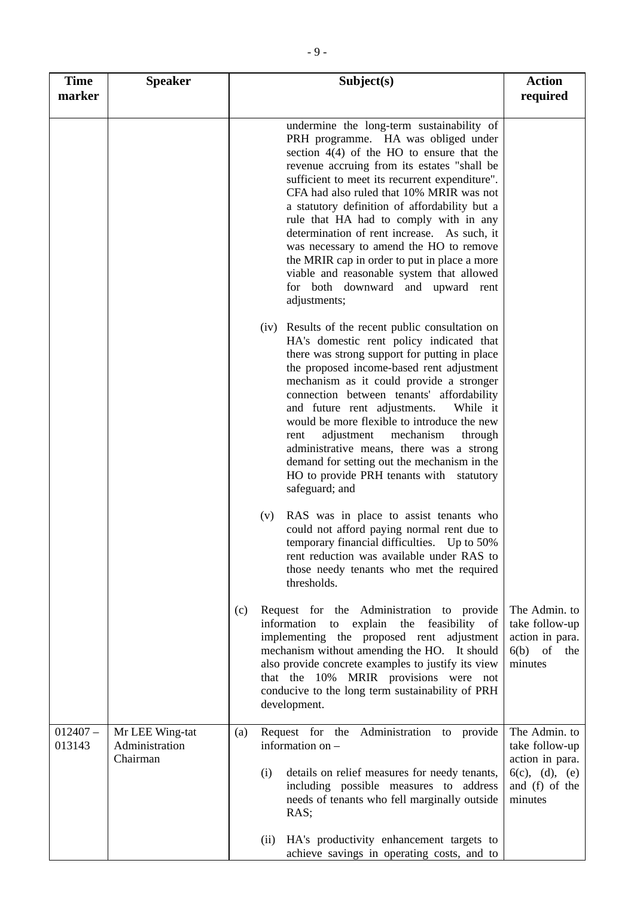| Time marker | Speaker | Subject(s) | Action required |
|---|---|---|---|
| | | undermine the long-term sustainability of PRH programme. HA was obliged under section 4(4) of the HO to ensure that the revenue accruing from its estates "shall be sufficient to meet its recurrent expenditure". CFA had also ruled that 10% MRIR was not a statutory definition of affordability but a rule that HA had to comply with in any determination of rent increase. As such, it was necessary to amend the HO to remove the MRIR cap in order to put in place a more viable and reasonable system that allowed for both downward and upward rent adjustments;<br><br>(iv) Results of the recent public consultation on HA's domestic rent policy indicated that there was strong support for putting in place the proposed income-based rent adjustment mechanism as it could provide a stronger connection between tenants' affordability and future rent adjustments. While it would be more flexible to introduce the new rent adjustment mechanism through administrative means, there was a strong demand for setting out the mechanism in the HO to provide PRH tenants with statutory safeguard; and<br><br>(v) RAS was in place to assist tenants who could not afford paying normal rent due to temporary financial difficulties. Up to 50% rent reduction was available under RAS to those needy tenants who met the required thresholds. | |
| | | (c) Request for the Administration to provide information to explain the feasibility of implementing the proposed rent adjustment mechanism without amending the HO. It should also provide concrete examples to justify its view that the 10% MRIR provisions were not conducive to the long term sustainability of PRH development. | The Admin. to take follow-up action in para. 6(b) of the minutes |
| 012407 – 013143 | Mr LEE Wing-tat<br>Administration<br>Chairman | (a) Request for the Administration to provide information on –<br><br>(i) details on relief measures for needy tenants, including possible measures to address needs of tenants who fell marginally outside RAS;<br><br>(ii) HA's productivity enhancement targets to achieve savings in operating costs, and to | The Admin. to take follow-up action in para. 6(c), (d), (e) and (f) of the minutes |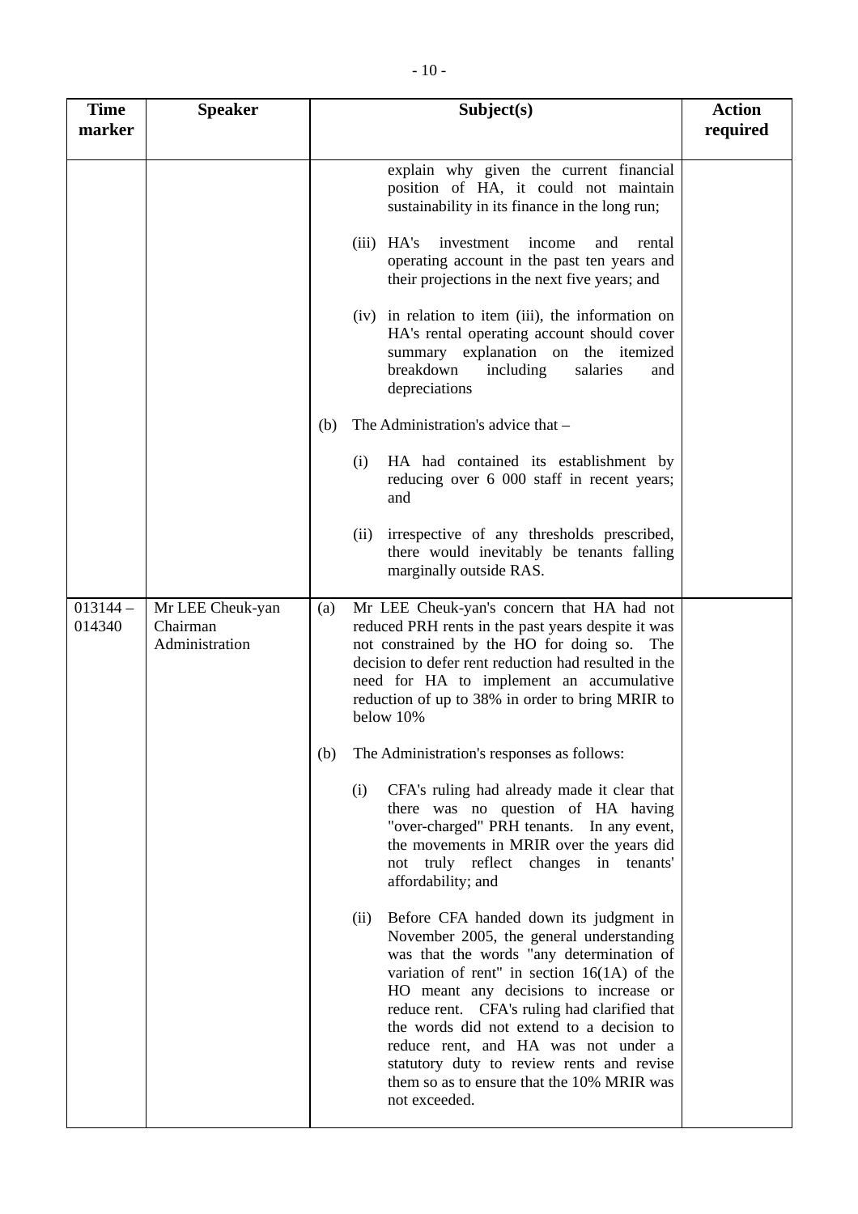| Time marker | Speaker | Subject(s) | Action required |
|---|---|---|---|
| | | explain why given the current financial position of HA, it could not maintain sustainability in its finance in the long run;<br><br>(iii) HA's investment income and rental operating account in the past ten years and their projections in the next five years; and<br><br>(iv) in relation to item (iii), the information on HA's rental operating account should cover summary explanation on the itemized breakdown including salaries and depreciations<br><br>(b) The Administration's advice that –<br><br>(i) HA had contained its establishment by reducing over 6 000 staff in recent years; and<br><br>(ii) irrespective of any thresholds prescribed, there would inevitably be tenants falling marginally outside RAS. | |
| 013144 – 014340 | Mr LEE Cheuk-yan<br>Chairman<br>Administration | (a) Mr LEE Cheuk-yan's concern that HA had not reduced PRH rents in the past years despite it was not constrained by the HO for doing so. The decision to defer rent reduction had resulted in the need for HA to implement an accumulative reduction of up to 38% in order to bring MRIR to below 10%<br><br>(b) The Administration's responses as follows:<br><br>(i) CFA's ruling had already made it clear that there was no question of HA having "over-charged" PRH tenants. In any event, the movements in MRIR over the years did not truly reflect changes in tenants' affordability; and<br><br>(ii) Before CFA handed down its judgment in November 2005, the general understanding was that the words "any determination of variation of rent" in section 16(1A) of the HO meant any decisions to increase or reduce rent. CFA's ruling had clarified that the words did not extend to a decision to reduce rent, and HA was not under a statutory duty to review rents and revise them so as to ensure that the 10% MRIR was not exceeded. | |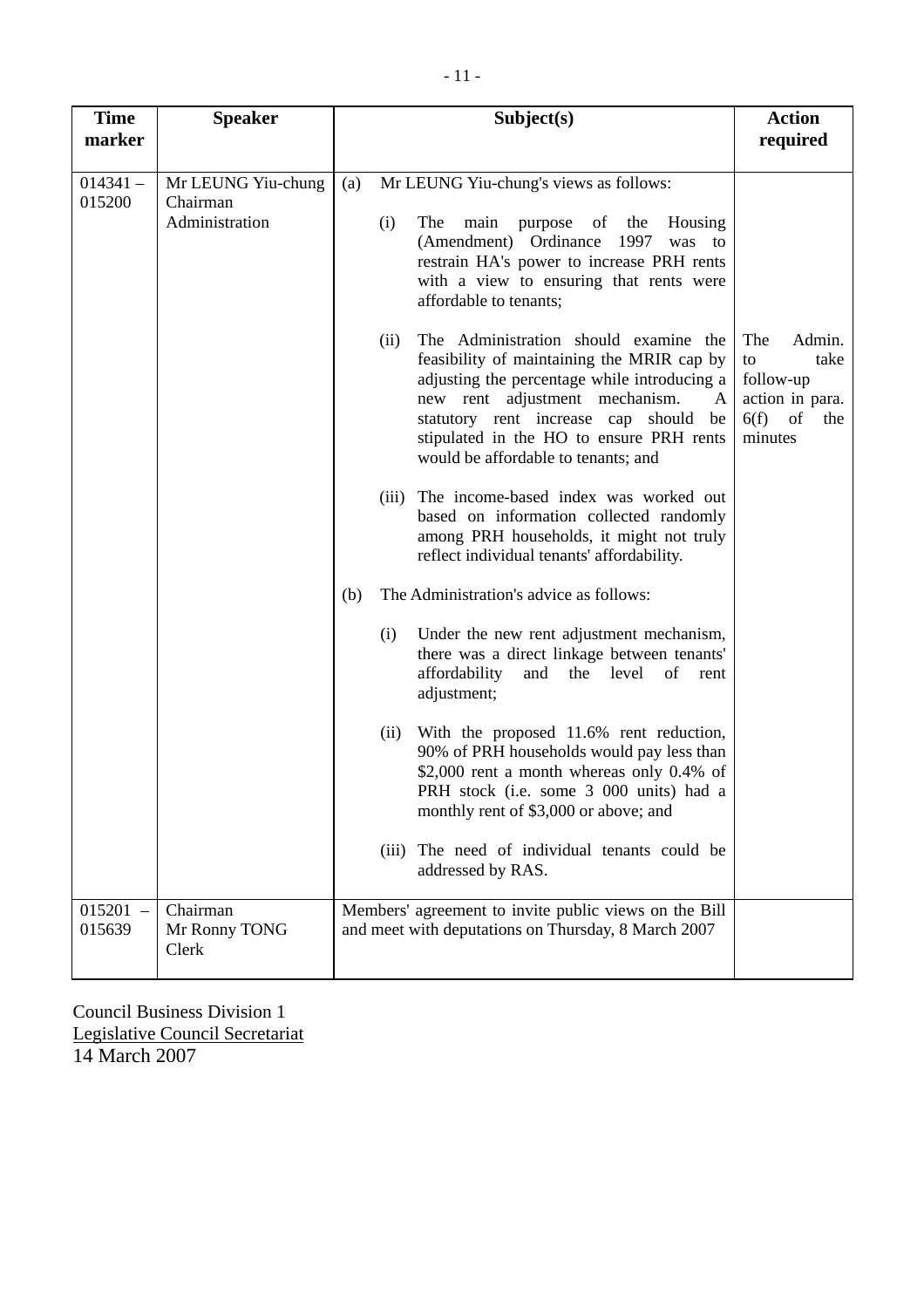| Time marker | Speaker | Subject(s) | Action required |
|---|---|---|---|
| 014341 – 015200 | Mr LEUNG Yiu-chung<br>Chairman<br>Administration | (a) Mr LEUNG Yiu-chung's views as follows:<br><br>(i) The main purpose of the Housing (Amendment) Ordinance 1997 was to restrain HA's power to increase PRH rents with a view to ensuring that rents were affordable to tenants;<br><br>(ii) The Administration should examine the feasibility of maintaining the MRIR cap by adjusting the percentage while introducing a new rent adjustment mechanism. A statutory rent increase cap should be stipulated in the HO to ensure PRH rents would be affordable to tenants; and<br><br>(iii) The income-based index was worked out based on information collected randomly among PRH households, it might not truly reflect individual tenants' affordability.<br><br>(b) The Administration's advice as follows:<br><br>(i) Under the new rent adjustment mechanism, there was a direct linkage between tenants' affordability and the level of rent adjustment;<br><br>(ii) With the proposed 11.6% rent reduction, 90% of PRH households would pay less than \$2,000 rent a month whereas only 0.4% of PRH stock (i.e. some 3 000 units) had a monthly rent of \$3,000 or above; and<br><br>(iii) The need of individual tenants could be addressed by RAS. | The Admin. to take follow-up action in para. 6(f) of the minutes |
| 015201 – 015639 | Chairman<br>Mr Ronny TONG<br>Clerk | Members' agreement to invite public views on the Bill and meet with deputations on Thursday, 8 March 2007 | |

Council Business Division 1
Legislative Council Secretariat
14 March 2007